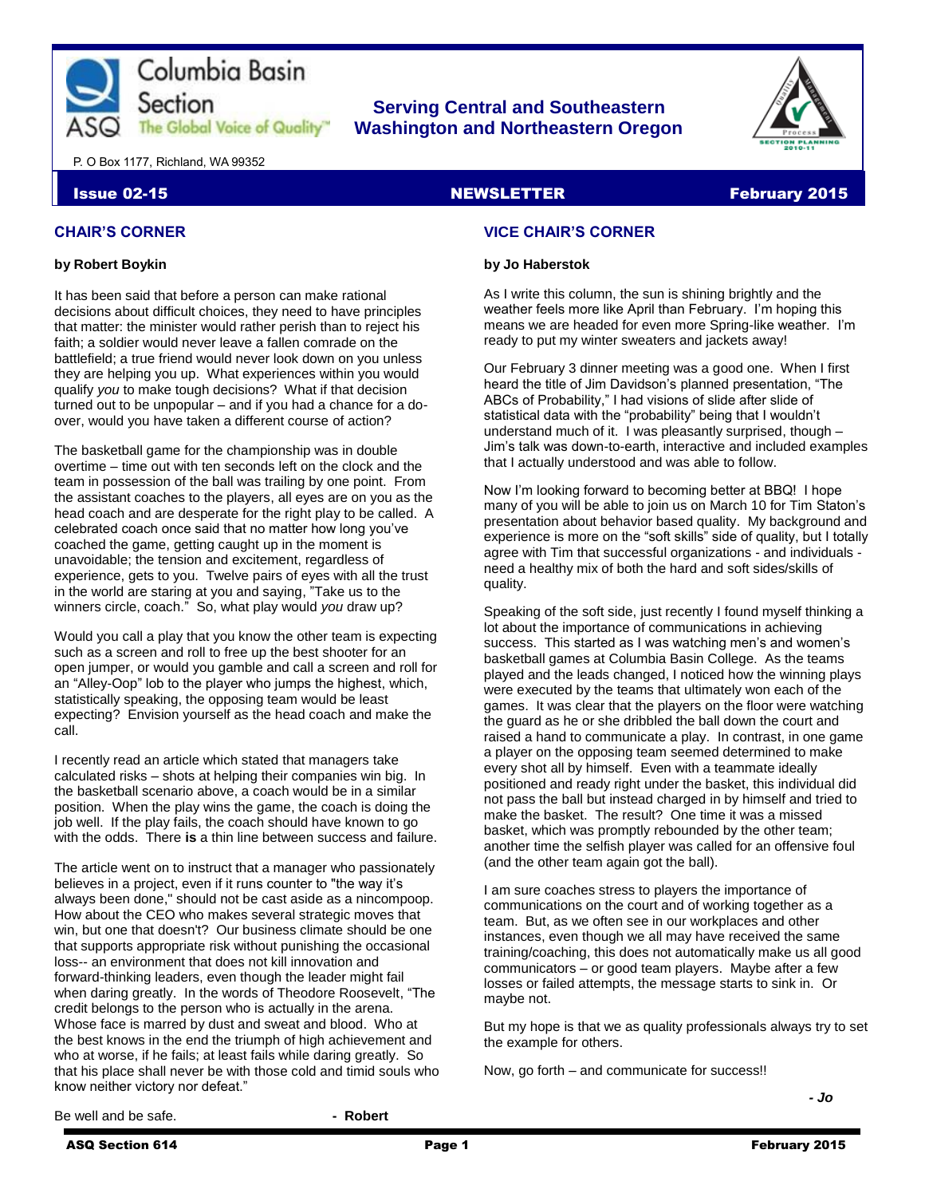Columbia Basin Section

ASQ The Global Voice of Quality™

P. O Box 1177, Richland, WA 99352

**Serving Central and Southeastern Washington and Northeastern Oregon**

**Issue 02-15** **NEWSLETTER** **February 2015**

## CHAIR'S CORNER

**by Robert Boykin**

It has been said that before a person can make rational decisions about difficult choices, they need to have principles that matter: the minister would rather perish than to reject his faith; a soldier would never leave a fallen comrade on the battlefield; a true friend would never look down on you unless they are helping you up. What experiences within you would qualify *you* to make tough decisions? What if that decision turned out to be unpopular – and if you had a chance for a do-over, would you have taken a different course of action?

The basketball game for the championship was in double overtime – time out with ten seconds left on the clock and the team in possession of the ball was trailing by one point. From the assistant coaches to the players, all eyes are on you as the head coach and are desperate for the right play to be called. A celebrated coach once said that no matter how long you've coached the game, getting caught up in the moment is unavoidable; the tension and excitement, regardless of experience, gets to you. Twelve pairs of eyes with all the trust in the world are staring at you and saying, "Take us to the winners circle, coach." So, what play would *you* draw up?

Would you call a play that you know the other team is expecting such as a screen and roll to free up the best shooter for an open jumper, or would you gamble and call a screen and roll for an "Alley-Oop" lob to the player who jumps the highest, which, statistically speaking, the opposing team would be least expecting? Envision yourself as the head coach and make the call.

I recently read an article which stated that managers take calculated risks – shots at helping their companies win big. In the basketball scenario above, a coach would be in a similar position. When the play wins the game, the coach is doing the job well. If the play fails, the coach should have known to go with the odds. There **is** a thin line between success and failure.

The article went on to instruct that a manager who passionately believes in a project, even if it runs counter to "the way it's always been done," should not be cast aside as a nincompoop. How about the CEO who makes several strategic moves that win, but one that doesn't? Our business climate should be one that supports appropriate risk without punishing the occasional loss-- an environment that does not kill innovation and forward-thinking leaders, even though the leader might fail when daring greatly. In the words of Theodore Roosevelt, "The credit belongs to the person who is actually in the arena. Whose face is marred by dust and sweat and blood. Who at the best knows in the end the triumph of high achievement and who at worse, if he fails; at least fails while daring greatly. So that his place shall never be with those cold and timid souls who know neither victory nor defeat."

Be well and be safe.

**- Robert**

## VICE CHAIR'S CORNER

**by Jo Haberstok**

As I write this column, the sun is shining brightly and the weather feels more like April than February. I'm hoping this means we are headed for even more Spring-like weather. I'm ready to put my winter sweaters and jackets away!

Our February 3 dinner meeting was a good one. When I first heard the title of Jim Davidson's planned presentation, "The ABCs of Probability," I had visions of slide after slide of statistical data with the "probability" being that I wouldn't understand much of it. I was pleasantly surprised, though – Jim's talk was down-to-earth, interactive and included examples that I actually understood and was able to follow.

Now I'm looking forward to becoming better at BBQ! I hope many of you will be able to join us on March 10 for Tim Staton's presentation about behavior based quality. My background and experience is more on the "soft skills" side of quality, but I totally agree with Tim that successful organizations - and individuals - need a healthy mix of both the hard and soft sides/skills of quality.

Speaking of the soft side, just recently I found myself thinking a lot about the importance of communications in achieving success. This started as I was watching men's and women's basketball games at Columbia Basin College. As the teams played and the leads changed, I noticed how the winning plays were executed by the teams that ultimately won each of the games. It was clear that the players on the floor were watching the guard as he or she dribbled the ball down the court and raised a hand to communicate a play. In contrast, in one game a player on the opposing team seemed determined to make every shot all by himself. Even with a teammate ideally positioned and ready right under the basket, this individual did not pass the ball but instead charged in by himself and tried to make the basket. The result? One time it was a missed basket, which was promptly rebounded by the other team; another time the selfish player was called for an offensive foul (and the other team again got the ball).

I am sure coaches stress to players the importance of communications on the court and of working together as a team. But, as we often see in our workplaces and other instances, even though we all may have received the same training/coaching, this does not automatically make us all good communicators – or good team players. Maybe after a few losses or failed attempts, the message starts to sink in. Or maybe not.

But my hope is that we as quality professionals always try to set the example for others.

Now, go forth – and communicate for success!!

***- Jo***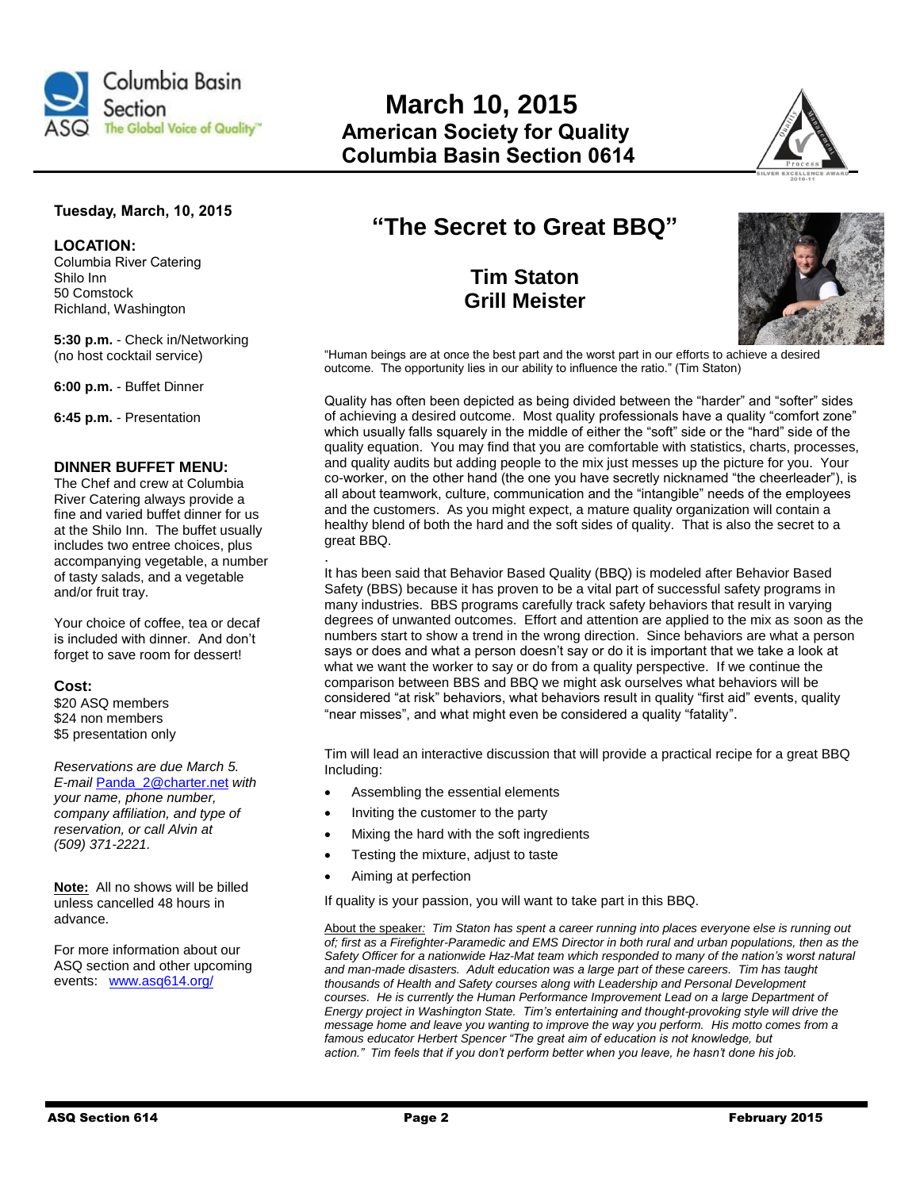# March 10, 2015

## American Society for Quality
## Columbia Basin Section 0614

**Tuesday, March, 10, 2015**

**LOCATION:**
Columbia River Catering
Shilo Inn
50 Comstock
Richland, Washington

**5:30 p.m.** - Check in/Networking (no host cocktail service)

**6:00 p.m.** - Buffet Dinner

**6:45 p.m.** - Presentation

**DINNER BUFFET MENU:**
The Chef and crew at Columbia River Catering always provide a fine and varied buffet dinner for us at the Shilo Inn. The buffet usually includes two entree choices, plus accompanying vegetable, a number of tasty salads, and a vegetable and/or fruit tray.

Your choice of coffee, tea or decaf is included with dinner. And don't forget to save room for dessert!

**Cost:**
$20 ASQ members
$24 non members
$5 presentation only

*Reservations are due March 5. E-mail* Panda_2@charter.net *with your name, phone number, company affiliation, and type of reservation, or call Alvin at (509) 371-2221.*

**Note:** All no shows will be billed unless cancelled 48 hours in advance.

For more information about our ASQ section and other upcoming events: www.asq614.org/

## "The Secret to Great BBQ"

### Tim Staton
### Grill Meister

"Human beings are at once the best part and the worst part in our efforts to achieve a desired outcome. The opportunity lies in our ability to influence the ratio." (Tim Staton)

Quality has often been depicted as being divided between the "harder" and "softer" sides of achieving a desired outcome. Most quality professionals have a quality "comfort zone" which usually falls squarely in the middle of either the "soft" side or the "hard" side of the quality equation. You may find that you are comfortable with statistics, charts, processes, and quality audits but adding people to the mix just messes up the picture for you. Your co-worker, on the other hand (the one you have secretly nicknamed "the cheerleader"), is all about teamwork, culture, communication and the "intangible" needs of the employees and the customers. As you might expect, a mature quality organization will contain a healthy blend of both the hard and the soft sides of quality. That is also the secret to a great BBQ.

It has been said that Behavior Based Quality (BBQ) is modeled after Behavior Based Safety (BBS) because it has proven to be a vital part of successful safety programs in many industries. BBS programs carefully track safety behaviors that result in varying degrees of unwanted outcomes. Effort and attention are applied to the mix as soon as the numbers start to show a trend in the wrong direction. Since behaviors are what a person says or does and what a person doesn't say or do it is important that we take a look at what we want the worker to say or do from a quality perspective. If we continue the comparison between BBS and BBQ we might ask ourselves what behaviors will be considered "at risk" behaviors, what behaviors result in quality "first aid" events, quality "near misses", and what might even be considered a quality "fatality".

Tim will lead an interactive discussion that will provide a practical recipe for a great BBQ Including:

- Assembling the essential elements
- Inviting the customer to the party
- Mixing the hard with the soft ingredients
- Testing the mixture, adjust to taste
- Aiming at perfection

If quality is your passion, you will want to take part in this BBQ.

About the speaker*: Tim Staton has spent a career running into places everyone else is running out of; first as a Firefighter-Paramedic and EMS Director in both rural and urban populations, then as the Safety Officer for a nationwide Haz-Mat team which responded to many of the nation's worst natural and man-made disasters. Adult education was a large part of these careers. Tim has taught thousands of Health and Safety courses along with Leadership and Personal Development courses. He is currently the Human Performance Improvement Lead on a large Department of Energy project in Washington State. Tim's entertaining and thought-provoking style will drive the message home and leave you wanting to improve the way you perform. His motto comes from a famous educator Herbert Spencer "The great aim of education is not knowledge, but action." Tim feels that if you don't perform better when you leave, he hasn't done his job.*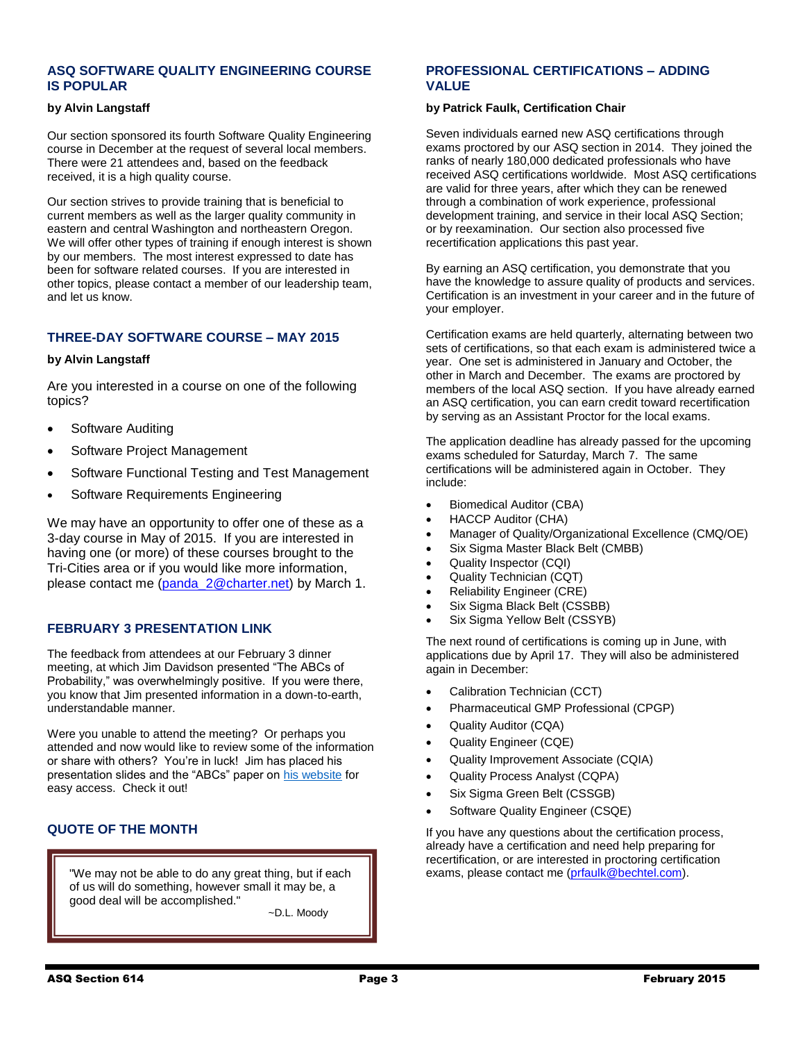## ASQ SOFTWARE QUALITY ENGINEERING COURSE IS POPULAR

**by Alvin Langstaff**

Our section sponsored its fourth Software Quality Engineering course in December at the request of several local members. There were 21 attendees and, based on the feedback received, it is a high quality course.

Our section strives to provide training that is beneficial to current members as well as the larger quality community in eastern and central Washington and northeastern Oregon. We will offer other types of training if enough interest is shown by our members. The most interest expressed to date has been for software related courses. If you are interested in other topics, please contact a member of our leadership team, and let us know.

## THREE-DAY SOFTWARE COURSE – MAY 2015

**by Alvin Langstaff**

Are you interested in a course on one of the following topics?

- Software Auditing
- Software Project Management
- Software Functional Testing and Test Management
- Software Requirements Engineering

We may have an opportunity to offer one of these as a 3-day course in May of 2015. If you are interested in having one (or more) of these courses brought to the Tri-Cities area or if you would like more information, please contact me (panda_2@charter.net) by March 1.

## FEBRUARY 3 PRESENTATION LINK

The feedback from attendees at our February 3 dinner meeting, at which Jim Davidson presented "The ABCs of Probability," was overwhelmingly positive. If you were there, you know that Jim presented information in a down-to-earth, understandable manner.

Were you unable to attend the meeting? Or perhaps you attended and now would like to review some of the information or share with others? You're in luck! Jim has placed his presentation slides and the "ABCs" paper on his website for easy access. Check it out!

## QUOTE OF THE MONTH

> "We may not be able to do any great thing, but if each of us will do something, however small it may be, a good deal will be accomplished."
>
> ~D.L. Moody

## PROFESSIONAL CERTIFICATIONS – ADDING VALUE

**by Patrick Faulk, Certification Chair**

Seven individuals earned new ASQ certifications through exams proctored by our ASQ section in 2014. They joined the ranks of nearly 180,000 dedicated professionals who have received ASQ certifications worldwide. Most ASQ certifications are valid for three years, after which they can be renewed through a combination of work experience, professional development training, and service in their local ASQ Section; or by reexamination. Our section also processed five recertification applications this past year.

By earning an ASQ certification, you demonstrate that you have the knowledge to assure quality of products and services. Certification is an investment in your career and in the future of your employer.

Certification exams are held quarterly, alternating between two sets of certifications, so that each exam is administered twice a year. One set is administered in January and October, the other in March and December. The exams are proctored by members of the local ASQ section. If you have already earned an ASQ certification, you can earn credit toward recertification by serving as an Assistant Proctor for the local exams.

The application deadline has already passed for the upcoming exams scheduled for Saturday, March 7. The same certifications will be administered again in October. They include:

- Biomedical Auditor (CBA)
- HACCP Auditor (CHA)
- Manager of Quality/Organizational Excellence (CMQ/OE)
- Six Sigma Master Black Belt (CMBB)
- Quality Inspector (CQI)
- Quality Technician (CQT)
- Reliability Engineer (CRE)
- Six Sigma Black Belt (CSSBB)
- Six Sigma Yellow Belt (CSSYB)

The next round of certifications is coming up in June, with applications due by April 17. They will also be administered again in December:

- Calibration Technician (CCT)
- Pharmaceutical GMP Professional (CPGP)
- Quality Auditor (CQA)
- Quality Engineer (CQE)
- Quality Improvement Associate (CQIA)
- Quality Process Analyst (CQPA)
- Six Sigma Green Belt (CSSGB)
- Software Quality Engineer (CSQE)

If you have any questions about the certification process, already have a certification and need help preparing for recertification, or are interested in proctoring certification exams, please contact me (prfaulk@bechtel.com).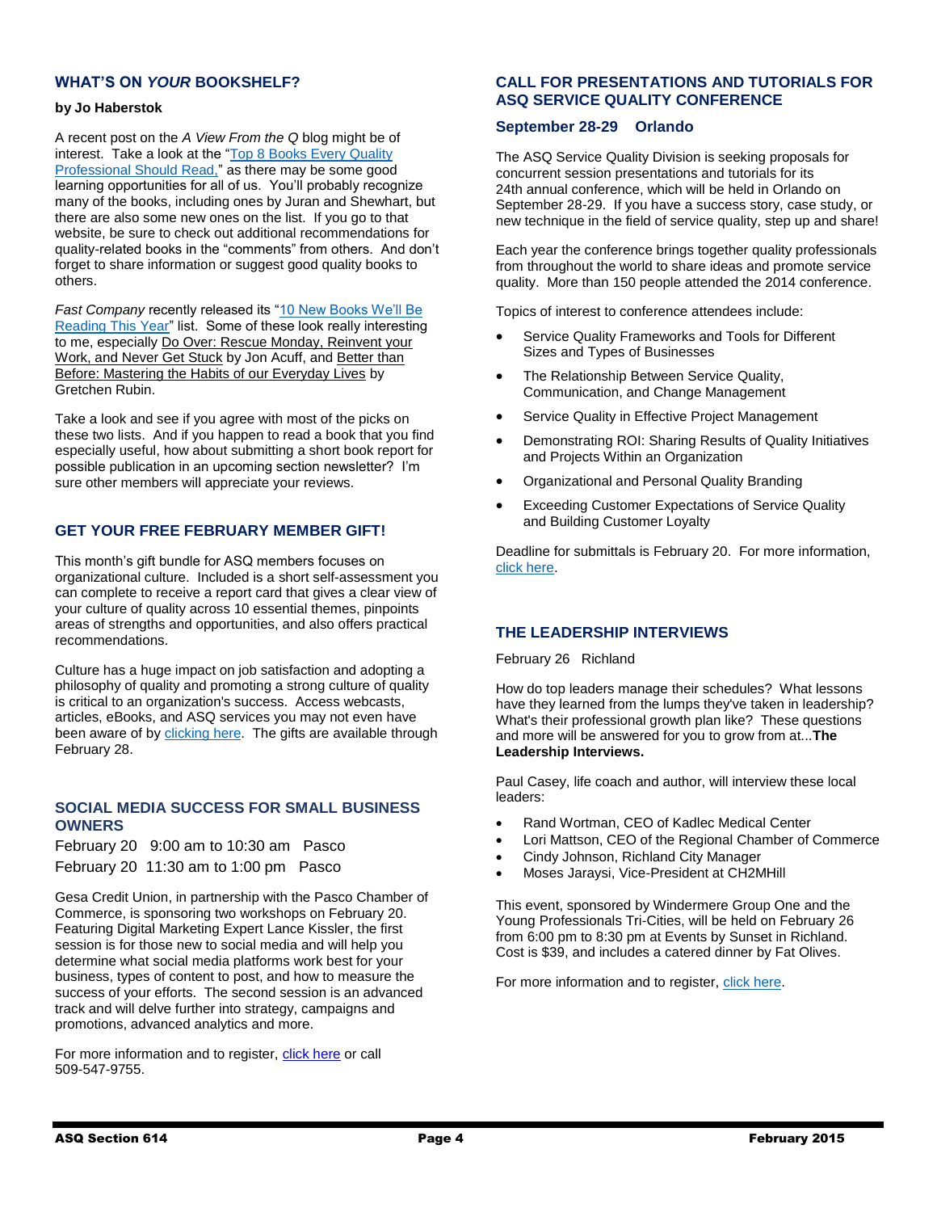## WHAT'S ON *YOUR* BOOKSHELF?

**by Jo Haberstok**

A recent post on the *A View From the Q* blog might be of interest. Take a look at the "Top 8 Books Every Quality Professional Should Read," as there may be some good learning opportunities for all of us. You'll probably recognize many of the books, including ones by Juran and Shewhart, but there are also some new ones on the list. If you go to that website, be sure to check out additional recommendations for quality-related books in the "comments" from others. And don't forget to share information or suggest good quality books to others.

*Fast Company* recently released its "10 New Books We'll Be Reading This Year" list. Some of these look really interesting to me, especially Do Over: Rescue Monday, Reinvent your Work, and Never Get Stuck by Jon Acuff, and Better than Before: Mastering the Habits of our Everyday Lives by Gretchen Rubin.

Take a look and see if you agree with most of the picks on these two lists. And if you happen to read a book that you find especially useful, how about submitting a short book report for possible publication in an upcoming section newsletter? I'm sure other members will appreciate your reviews.

## GET YOUR FREE FEBRUARY MEMBER GIFT!

This month's gift bundle for ASQ members focuses on organizational culture. Included is a short self-assessment you can complete to receive a report card that gives a clear view of your culture of quality across 10 essential themes, pinpoints areas of strengths and opportunities, and also offers practical recommendations.

Culture has a huge impact on job satisfaction and adopting a philosophy of quality and promoting a strong culture of quality is critical to an organization's success. Access webcasts, articles, eBooks, and ASQ services you may not even have been aware of by clicking here. The gifts are available through February 28.

## SOCIAL MEDIA SUCCESS FOR SMALL BUSINESS OWNERS

February 20 9:00 am to 10:30 am Pasco
February 20 11:30 am to 1:00 pm Pasco

Gesa Credit Union, in partnership with the Pasco Chamber of Commerce, is sponsoring two workshops on February 20. Featuring Digital Marketing Expert Lance Kissler, the first session is for those new to social media and will help you determine what social media platforms work best for your business, types of content to post, and how to measure the success of your efforts. The second session is an advanced track and will delve further into strategy, campaigns and promotions, advanced analytics and more.

For more information and to register, click here or call 509-547-9755.

## CALL FOR PRESENTATIONS AND TUTORIALS FOR ASQ SERVICE QUALITY CONFERENCE

### September 28-29 Orlando

The ASQ Service Quality Division is seeking proposals for concurrent session presentations and tutorials for its 24th annual conference, which will be held in Orlando on September 28-29. If you have a success story, case study, or new technique in the field of service quality, step up and share!

Each year the conference brings together quality professionals from throughout the world to share ideas and promote service quality. More than 150 people attended the 2014 conference.

Topics of interest to conference attendees include:

- Service Quality Frameworks and Tools for Different Sizes and Types of Businesses
- The Relationship Between Service Quality, Communication, and Change Management
- Service Quality in Effective Project Management
- Demonstrating ROI: Sharing Results of Quality Initiatives and Projects Within an Organization
- Organizational and Personal Quality Branding
- Exceeding Customer Expectations of Service Quality and Building Customer Loyalty

Deadline for submittals is February 20. For more information, click here.

## THE LEADERSHIP INTERVIEWS

February 26 Richland

How do top leaders manage their schedules? What lessons have they learned from the lumps they've taken in leadership? What's their professional growth plan like? These questions and more will be answered for you to grow from at...**The Leadership Interviews.**

Paul Casey, life coach and author, will interview these local leaders:

- Rand Wortman, CEO of Kadlec Medical Center
- Lori Mattson, CEO of the Regional Chamber of Commerce
- Cindy Johnson, Richland City Manager
- Moses Jaraysi, Vice-President at CH2MHill

This event, sponsored by Windermere Group One and the Young Professionals Tri-Cities, will be held on February 26 from 6:00 pm to 8:30 pm at Events by Sunset in Richland. Cost is $39, and includes a catered dinner by Fat Olives.

For more information and to register, click here.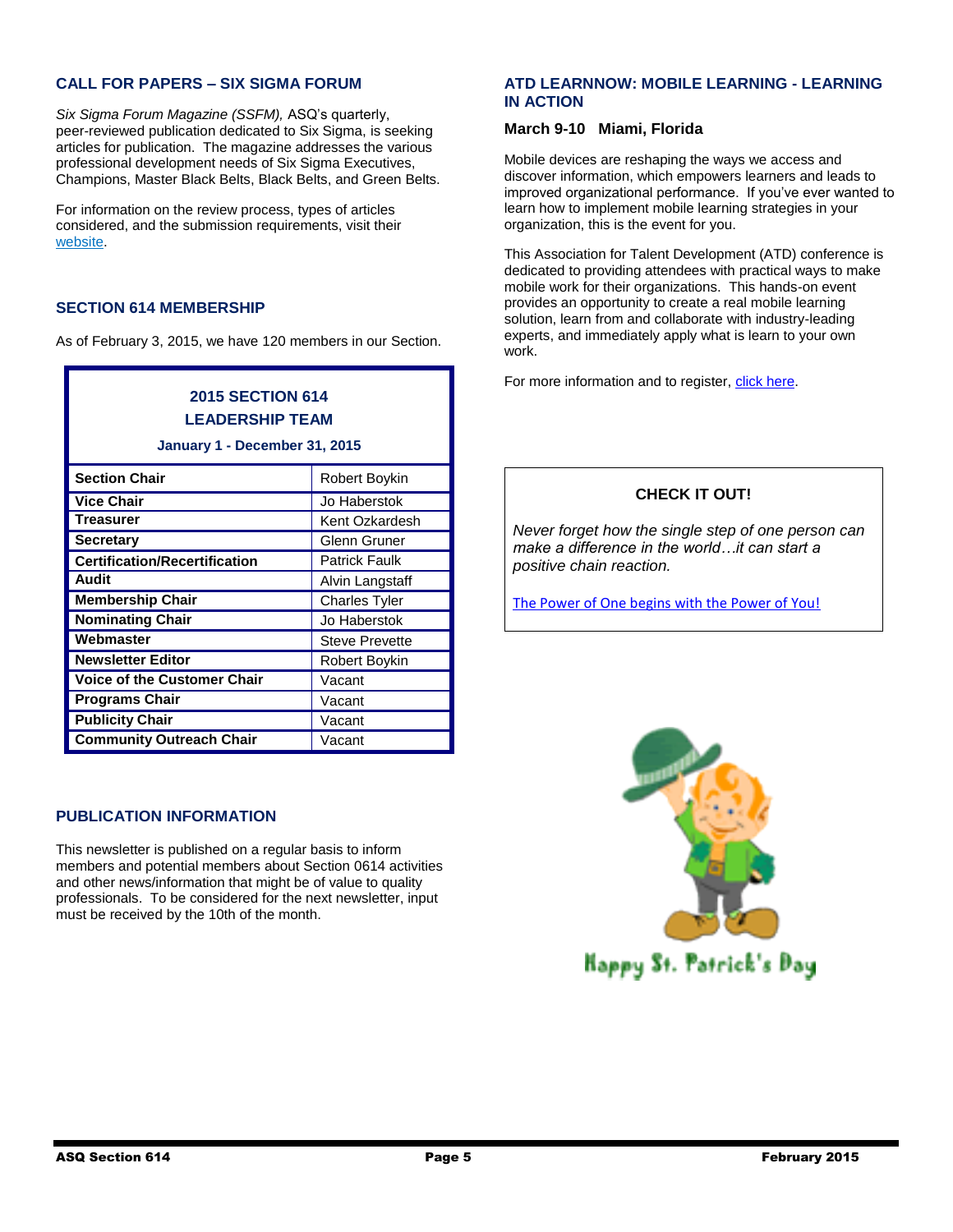## CALL FOR PAPERS – SIX SIGMA FORUM

*Six Sigma Forum Magazine (SSFM),* ASQ's quarterly, peer-reviewed publication dedicated to Six Sigma, is seeking articles for publication. The magazine addresses the various professional development needs of Six Sigma Executives, Champions, Master Black Belts, Black Belts, and Green Belts.

For information on the review process, types of articles considered, and the submission requirements, visit their website.

## SECTION 614 MEMBERSHIP

As of February 3, 2015, we have 120 members in our Section.

**2015 SECTION 614 LEADERSHIP TEAM**

**January 1 - December 31, 2015**

| Position | Name |
|---|---|
| **Section Chair** | Robert Boykin |
| **Vice Chair** | Jo Haberstok |
| **Treasurer** | Kent Ozkardesh |
| **Secretary** | Glenn Gruner |
| **Certification/Recertification** | Patrick Faulk |
| **Audit** | Alvin Langstaff |
| **Membership Chair** | Charles Tyler |
| **Nominating Chair** | Jo Haberstok |
| **Webmaster** | Steve Prevette |
| **Newsletter Editor** | Robert Boykin |
| **Voice of the Customer Chair** | Vacant |
| **Programs Chair** | Vacant |
| **Publicity Chair** | Vacant |
| **Community Outreach Chair** | Vacant |

## PUBLICATION INFORMATION

This newsletter is published on a regular basis to inform members and potential members about Section 0614 activities and other news/information that might be of value to quality professionals. To be considered for the next newsletter, input must be received by the 10th of the month.

## ATD LEARNNOW: MOBILE LEARNING - LEARNING IN ACTION

**March 9-10 Miami, Florida**

Mobile devices are reshaping the ways we access and discover information, which empowers learners and leads to improved organizational performance. If you've ever wanted to learn how to implement mobile learning strategies in your organization, this is the event for you.

This Association for Talent Development (ATD) conference is dedicated to providing attendees with practical ways to make mobile work for their organizations. This hands-on event provides an opportunity to create a real mobile learning solution, learn from and collaborate with industry-leading experts, and immediately apply what is learn to your own work.

For more information and to register, click here.

**CHECK IT OUT!**

*Never forget how the single step of one person can make a difference in the world…it can start a positive chain reaction.*

The Power of One begins with the Power of You!

Happy St. Patrick's Day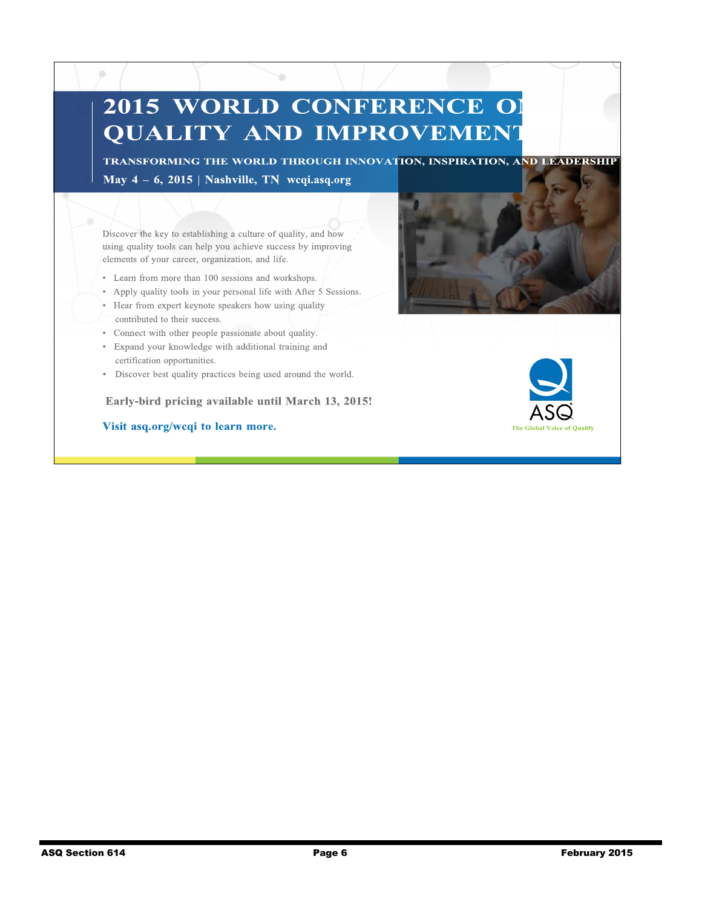# 2015 WORLD CONFERENCE ON QUALITY AND IMPROVEMENT

**TRANSFORMING THE WORLD THROUGH INNOVATION, INSPIRATION, AND LEADERSHIP**

**May 4 – 6, 2015 | Nashville, TN wcqi.asq.org**

Discover the key to establishing a culture of quality, and how using quality tools can help you achieve success by improving elements of your career, organization, and life.

- Learn from more than 100 sessions and workshops.
- Apply quality tools in your personal life with After 5 Sessions.
- Hear from expert keynote speakers how using quality contributed to their success.
- Connect with other people passionate about quality.
- Expand your knowledge with additional training and certification opportunities.
- Discover best quality practices being used around the world.

**Early-bird pricing available until March 13, 2015!**

**Visit asq.org/wcqi to learn more.**

ASQ

The Global Voice of Quality